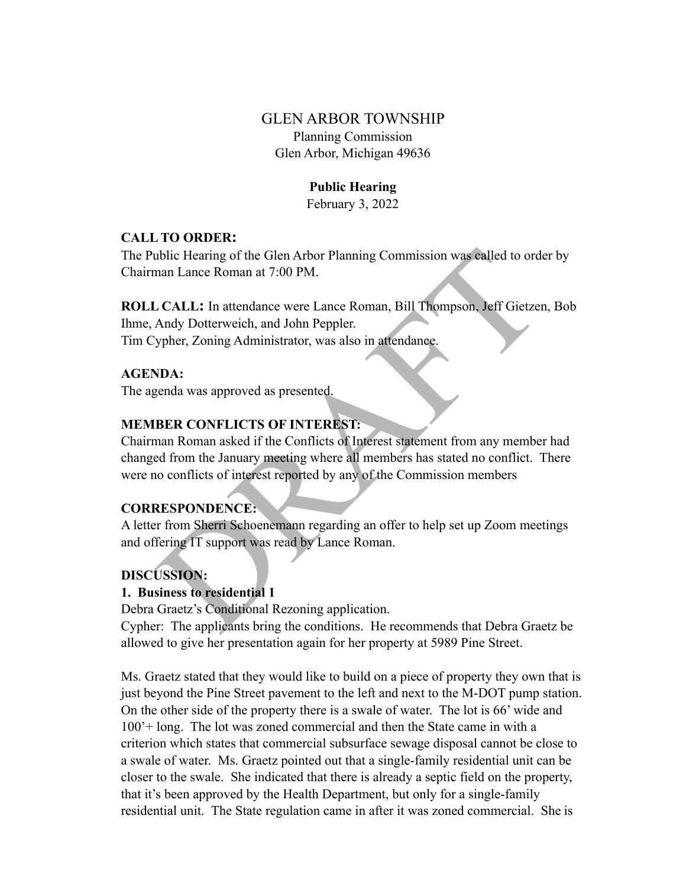# GLEN ARBOR TOWNSHIP

Planning Commission
Glen Arbor, Michigan 49636

**Public Hearing**
February 3, 2022

**CALL TO ORDER:**
The Public Hearing of the Glen Arbor Planning Commission was called to order by Chairman Lance Roman at 7:00 PM.

**ROLL CALL:** In attendance were Lance Roman, Bill Thompson, Jeff Gietzen, Bob Ihme, Andy Dotterweich, and John Peppler.
Tim Cypher, Zoning Administrator, was also in attendance.

**AGENDA:**
The agenda was approved as presented.

**MEMBER CONFLICTS OF INTEREST:**
Chairman Roman asked if the Conflicts of Interest statement from any member had changed from the January meeting where all members has stated no conflict. There were no conflicts of interest reported by any of the Commission members

**CORRESPONDENCE:**
A letter from Sherri Schoenemann regarding an offer to help set up Zoom meetings and offering IT support was read by Lance Roman.

**DISCUSSION:**

**1. Business to residential 1**

Debra Graetz's Conditional Rezoning application.
Cypher: The applicants bring the conditions. He recommends that Debra Graetz be allowed to give her presentation again for her property at 5989 Pine Street.

Ms. Graetz stated that they would like to build on a piece of property they own that is just beyond the Pine Street pavement to the left and next to the M-DOT pump station. On the other side of the property there is a swale of water. The lot is 66' wide and 100'+ long. The lot was zoned commercial and then the State came in with a criterion which states that commercial subsurface sewage disposal cannot be close to a swale of water. Ms. Graetz pointed out that a single-family residential unit can be closer to the swale. She indicated that there is already a septic field on the property, that it's been approved by the Health Department, but only for a single-family residential unit. The State regulation came in after it was zoned commercial. She is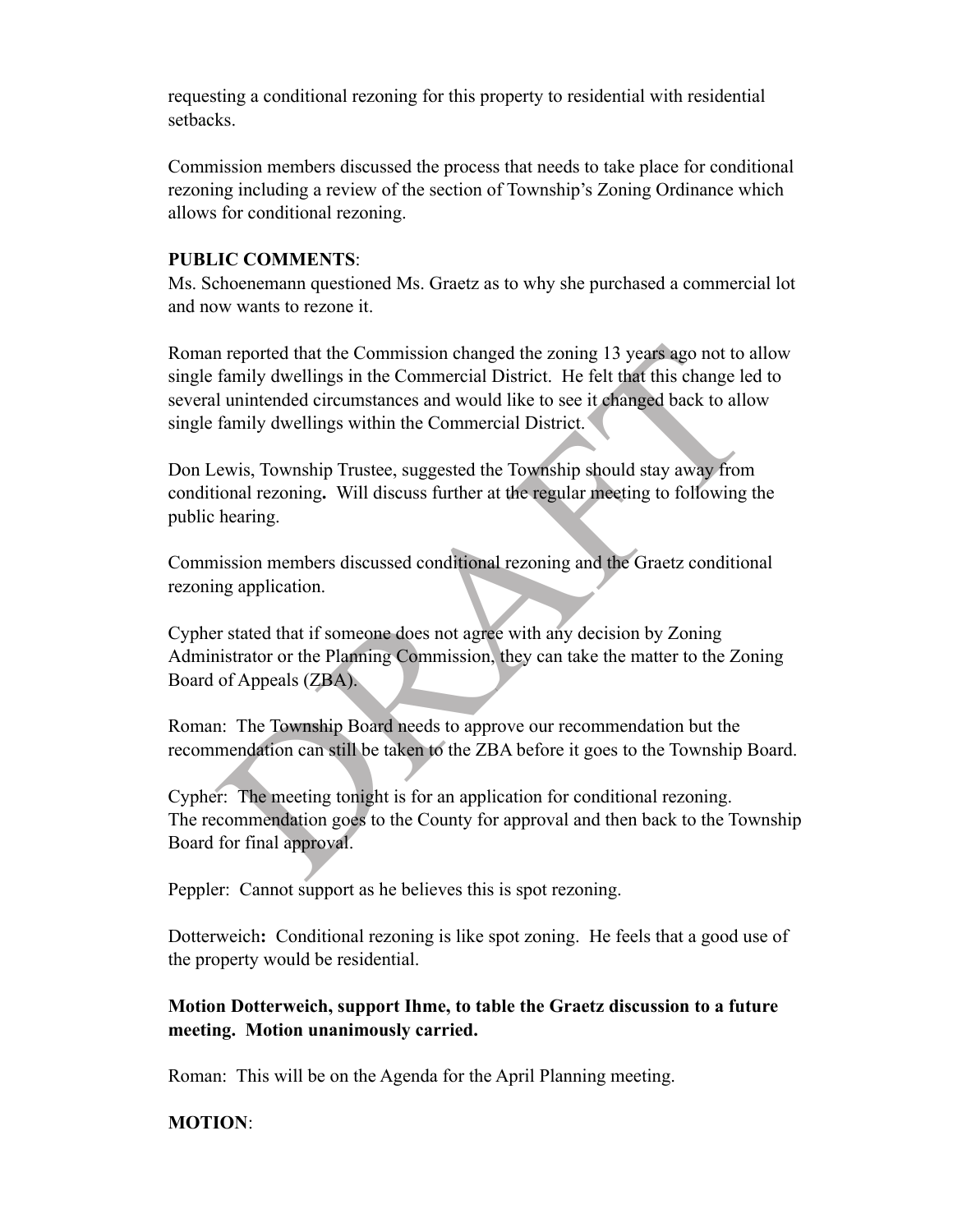requesting a conditional rezoning for this property to residential with residential setbacks.

Commission members discussed the process that needs to take place for conditional rezoning including a review of the section of Township's Zoning Ordinance which allows for conditional rezoning.

**PUBLIC COMMENTS**:

Ms. Schoenemann questioned Ms. Graetz as to why she purchased a commercial lot and now wants to rezone it.

Roman reported that the Commission changed the zoning 13 years ago not to allow single family dwellings in the Commercial District. He felt that this change led to several unintended circumstances and would like to see it changed back to allow single family dwellings within the Commercial District.

Don Lewis, Township Trustee, suggested the Township should stay away from conditional rezoning**.** Will discuss further at the regular meeting to following the public hearing.

Commission members discussed conditional rezoning and the Graetz conditional rezoning application.

Cypher stated that if someone does not agree with any decision by Zoning Administrator or the Planning Commission, they can take the matter to the Zoning Board of Appeals (ZBA).

Roman: The Township Board needs to approve our recommendation but the recommendation can still be taken to the ZBA before it goes to the Township Board.

Cypher: The meeting tonight is for an application for conditional rezoning. The recommendation goes to the County for approval and then back to the Township Board for final approval.

Peppler: Cannot support as he believes this is spot rezoning.

Dotterweich**:** Conditional rezoning is like spot zoning. He feels that a good use of the property would be residential.

**Motion Dotterweich, support Ihme, to table the Graetz discussion to a future meeting. Motion unanimously carried.**

Roman: This will be on the Agenda for the April Planning meeting.

**MOTION**: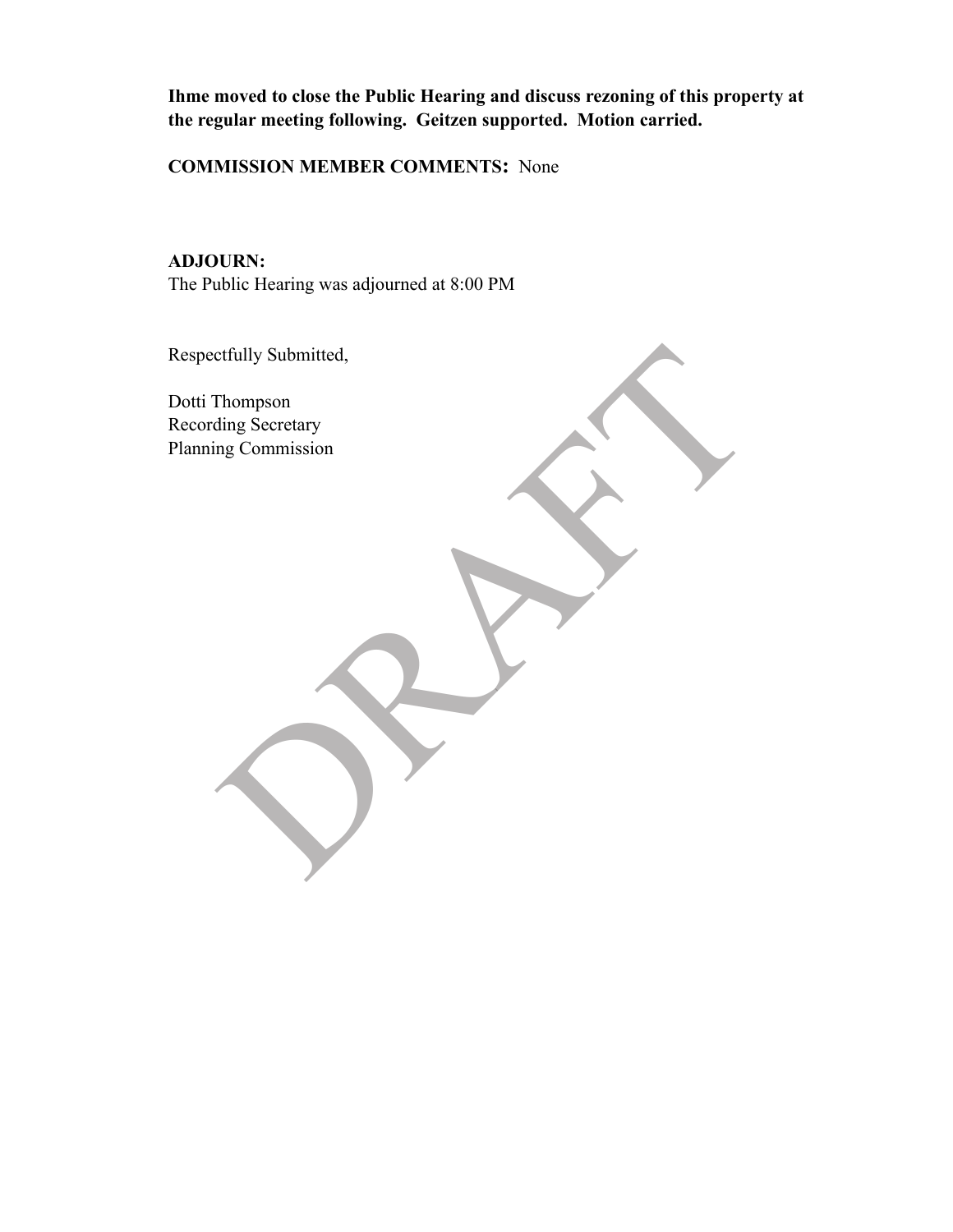**Ihme moved to close the Public Hearing and discuss rezoning of this property at the regular meeting following. Geitzen supported. Motion carried.**

**COMMISSION MEMBER COMMENTS:** None

**ADJOURN:**
The Public Hearing was adjourned at 8:00 PM

Respectfully Submitted,

Dotti Thompson
Recording Secretary
Planning Commission

DRAFT